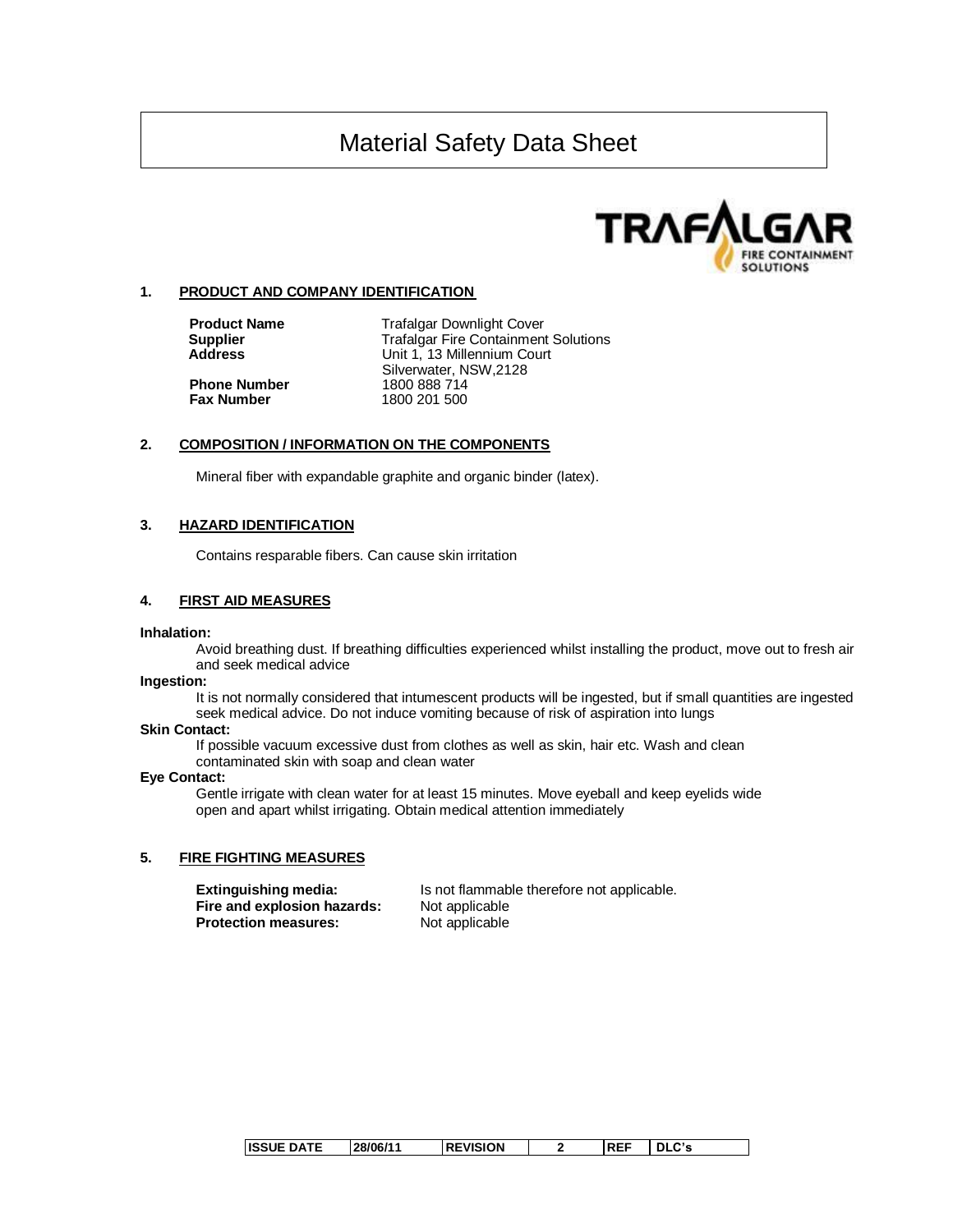# Material Safety Data Sheet

TRAFALGAR FIRE CONTAINMENT SOLUTIONS

## 1. PRODUCT AND COMPANY IDENTIFICATION

| | |
|---|---|
| **Product Name** | Trafalgar Downlight Cover |
| **Supplier** | Trafalgar Fire Containment Solutions |
| **Address** | Unit 1, 13 Millennium Court<br>Silverwater, NSW,2128 |
| **Phone Number** | 1800 888 714 |
| **Fax Number** | 1800 201 500 |

## 2. COMPOSITION / INFORMATION ON THE COMPONENTS

Mineral fiber with expandable graphite and organic binder (latex).

## 3. HAZARD IDENTIFICATION

Contains resparable fibers. Can cause skin irritation

## 4. FIRST AID MEASURES

**Inhalation:**

Avoid breathing dust. If breathing difficulties experienced whilst installing the product, move out to fresh air and seek medical advice

**Ingestion:**

It is not normally considered that intumescent products will be ingested, but if small quantities are ingested seek medical advice. Do not induce vomiting because of risk of aspiration into lungs

**Skin Contact:**

If possible vacuum excessive dust from clothes as well as skin, hair etc. Wash and clean contaminated skin with soap and clean water

**Eye Contact:**

Gentle irrigate with clean water for at least 15 minutes. Move eyeball and keep eyelids wide open and apart whilst irrigating. Obtain medical attention immediately

## 5. FIRE FIGHTING MEASURES

| | |
|---|---|
| **Extinguishing media:** | Is not flammable therefore not applicable. |
| **Fire and explosion hazards:** | Not applicable |
| **Protection measures:** | Not applicable |

| ISSUE DATE | 28/06/11 | REVISION | 2 | REF | DLC's |
|---|---|---|---|---|---|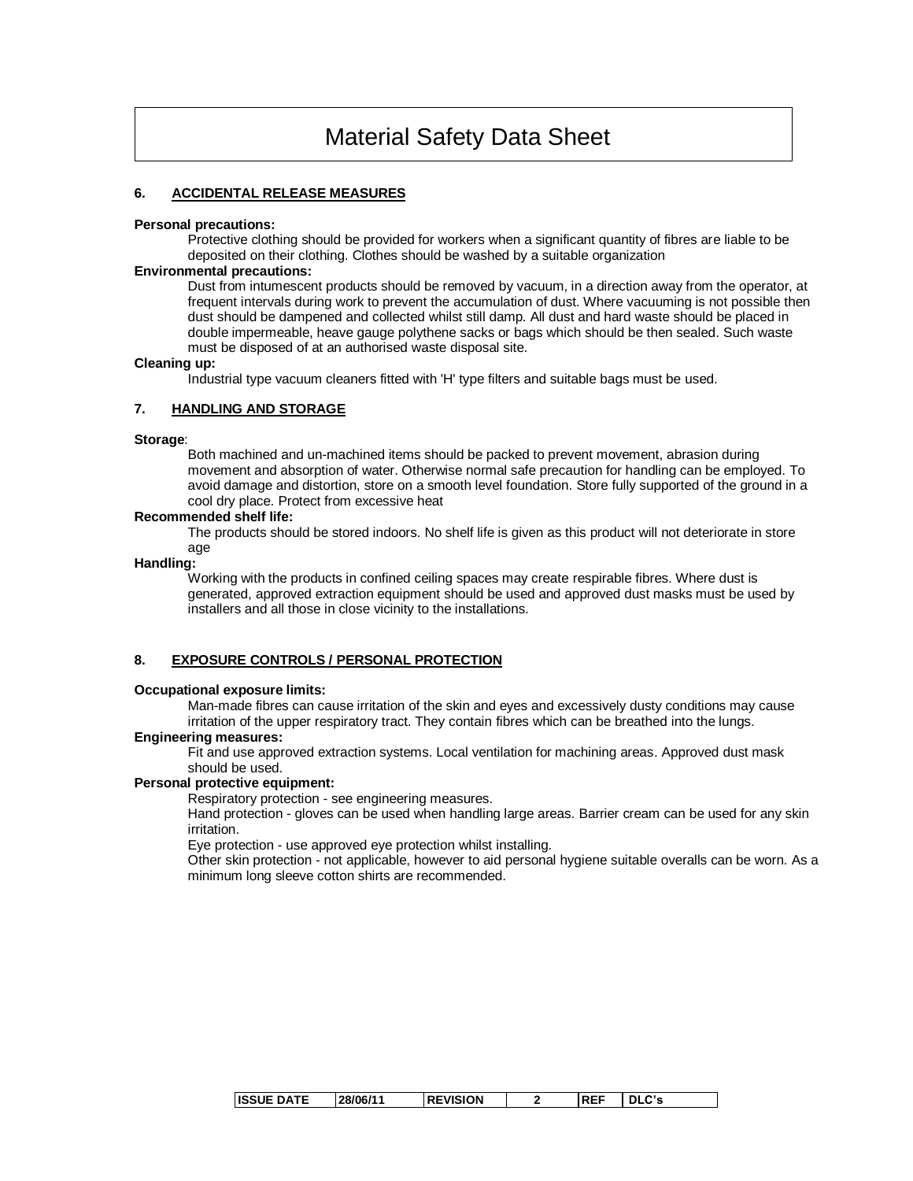# Material Safety Data Sheet

## 6. ACCIDENTAL RELEASE MEASURES

**Personal precautions:**

Protective clothing should be provided for workers when a significant quantity of fibres are liable to be deposited on their clothing. Clothes should be washed by a suitable organization

**Environmental precautions:**

Dust from intumescent products should be removed by vacuum, in a direction away from the operator, at frequent intervals during work to prevent the accumulation of dust. Where vacuuming is not possible then dust should be dampened and collected whilst still damp. All dust and hard waste should be placed in double impermeable, heave gauge polythene sacks or bags which should be then sealed. Such waste must be disposed of at an authorised waste disposal site.

**Cleaning up:**

Industrial type vacuum cleaners fitted with 'H' type filters and suitable bags must be used.

## 7. HANDLING AND STORAGE

**Storage**:

Both machined and un-machined items should be packed to prevent movement, abrasion during movement and absorption of water. Otherwise normal safe precaution for handling can be employed. To avoid damage and distortion, store on a smooth level foundation. Store fully supported of the ground in a cool dry place. Protect from excessive heat

**Recommended shelf life:**

The products should be stored indoors. No shelf life is given as this product will not deteriorate in store age

**Handling:**

Working with the products in confined ceiling spaces may create respirable fibres. Where dust is generated, approved extraction equipment should be used and approved dust masks must be used by installers and all those in close vicinity to the installations.

## 8. EXPOSURE CONTROLS / PERSONAL PROTECTION

**Occupational exposure limits:**

Man-made fibres can cause irritation of the skin and eyes and excessively dusty conditions may cause irritation of the upper respiratory tract. They contain fibres which can be breathed into the lungs.

**Engineering measures:**

Fit and use approved extraction systems. Local ventilation for machining areas. Approved dust mask should be used.

**Personal protective equipment:**

Respiratory protection - see engineering measures.

Hand protection - gloves can be used when handling large areas. Barrier cream can be used for any skin irritation.

Eye protection - use approved eye protection whilst installing.

Other skin protection - not applicable, however to aid personal hygiene suitable overalls can be worn. As a minimum long sleeve cotton shirts are recommended.

| ISSUE DATE | 28/06/11 | REVISION | 2 | REF | DLC's |
|---|---|---|---|---|---|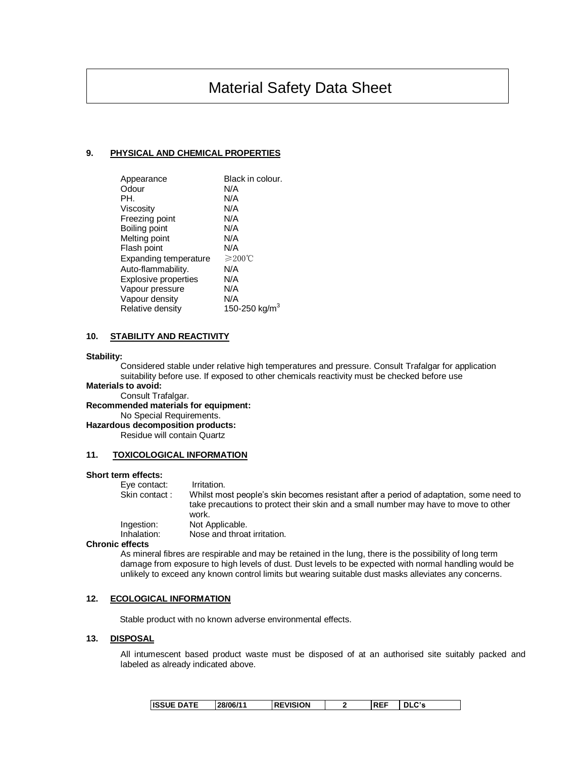# Material Safety Data Sheet

## 9. PHYSICAL AND CHEMICAL PROPERTIES

| Property | Value |
|---|---|
| Appearance | Black in colour. |
| Odour | N/A |
| PH. | N/A |
| Viscosity | N/A |
| Freezing point | N/A |
| Boiling point | N/A |
| Melting point | N/A |
| Flash point | N/A |
| Expanding temperature | ≥200℃ |
| Auto-flammability. | N/A |
| Explosive properties | N/A |
| Vapour pressure | N/A |
| Vapour density | N/A |
| Relative density | 150-250 kg/m$^3$ |

## 10. STABILITY AND REACTIVITY

**Stability:**

Considered stable under relative high temperatures and pressure. Consult Trafalgar for application suitability before use. If exposed to other chemicals reactivity must be checked before use

**Materials to avoid:**

Consult Trafalgar.

**Recommended materials for equipment:**

No Special Requirements.

**Hazardous decomposition products:**

Residue will contain Quartz

## 11. TOXICOLOGICAL INFORMATION

**Short term effects:**

| | |
|---|---|
| Eye contact: | Irritation. |
| Skin contact : | Whilst most people's skin becomes resistant after a period of adaptation, some need to take precautions to protect their skin and a small number may have to move to other work. |
| Ingestion: | Not Applicable. |
| Inhalation: | Nose and throat irritation. |

**Chronic effects**

As mineral fibres are respirable and may be retained in the lung, there is the possibility of long term damage from exposure to high levels of dust. Dust levels to be expected with normal handling would be unlikely to exceed any known control limits but wearing suitable dust masks alleviates any concerns.

## 12. ECOLOGICAL INFORMATION

Stable product with no known adverse environmental effects.

## 13. DISPOSAL

All intumescent based product waste must be disposed of at an authorised site suitably packed and labeled as already indicated above.

| ISSUE DATE | 28/06/11 | REVISION | 2 | REF | DLC's |
|---|---|---|---|---|---|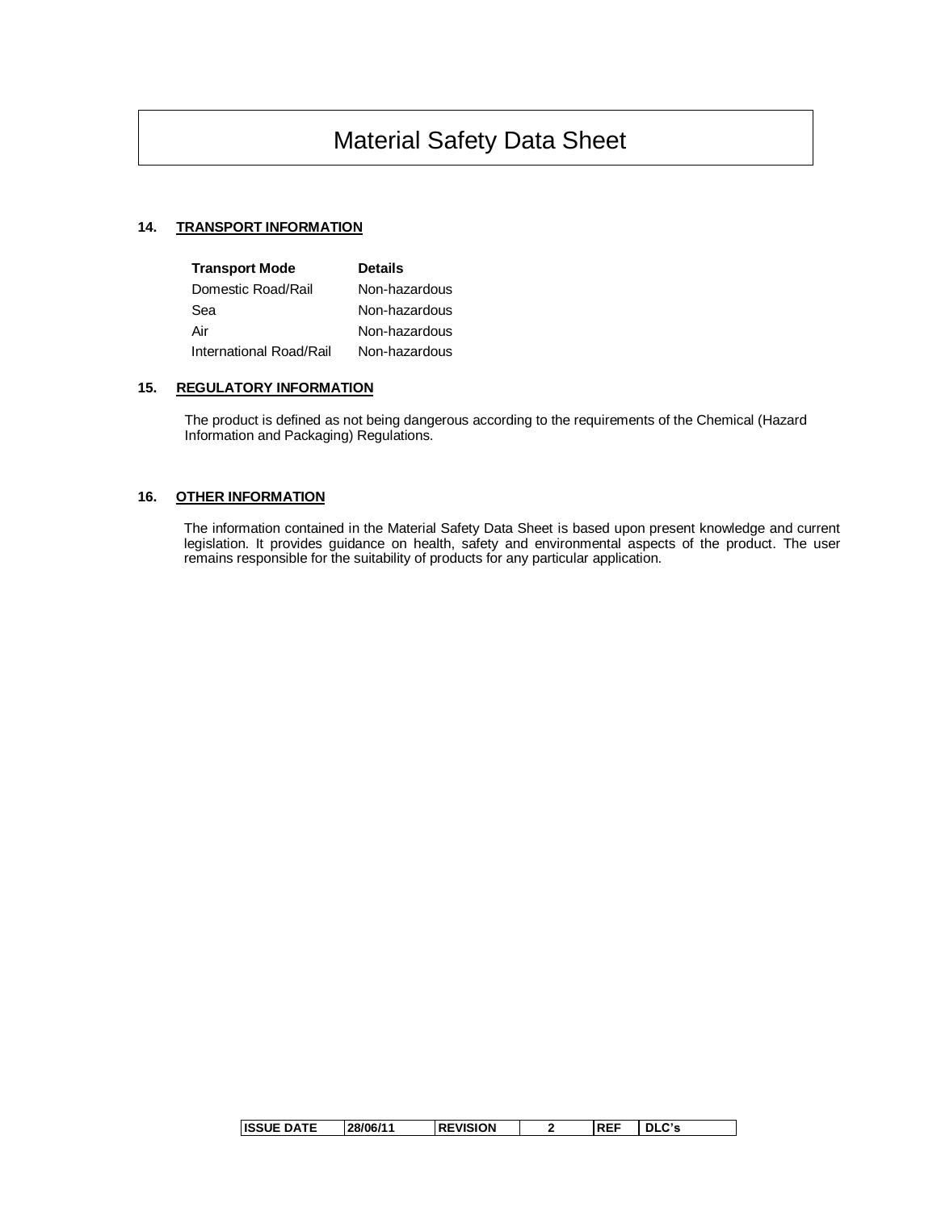# Material Safety Data Sheet

## 14. TRANSPORT INFORMATION

| Transport Mode | Details |
| --- | --- |
| Domestic Road/Rail | Non-hazardous |
| Sea | Non-hazardous |
| Air | Non-hazardous |
| International Road/Rail | Non-hazardous |

## 15. REGULATORY INFORMATION

The product is defined as not being dangerous according to the requirements of the Chemical (Hazard Information and Packaging) Regulations.

## 16. OTHER INFORMATION

The information contained in the Material Safety Data Sheet is based upon present knowledge and current legislation. It provides guidance on health, safety and environmental aspects of the product. The user remains responsible for the suitability of products for any particular application.

| | | | | | |
| --- | --- | --- | --- | --- | --- |
| **ISSUE DATE** | **28/06/11** | **REVISION** | **2** | **REF** | **DLC's** |